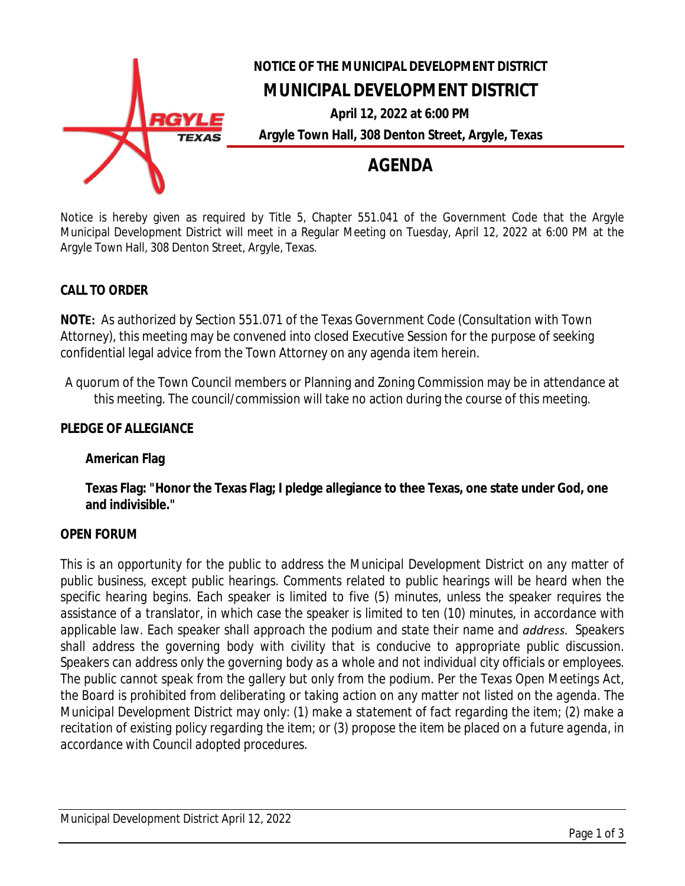# NOTICE OF THE MUNICIPAL DEVELOPMENT DISTRICT

## MUNICIPAL DEVELOPMENT DISTRICT

**April 12, 2022 at 6:00 PM**

**Argyle Town Hall, 308 Denton Street, Argyle, Texas**

# AGENDA

Notice is hereby given as required by Title 5, Chapter 551.041 of the Government Code that the Argyle Municipal Development District will meet in a Regular Meeting on Tuesday, April 12, 2022 at 6:00 PM at the Argyle Town Hall, 308 Denton Street, Argyle, Texas.

**CALL TO ORDER**

**NOTE:** As authorized by Section 551.071 of the Texas Government Code (Consultation with Town Attorney), this meeting may be convened into closed Executive Session for the purpose of seeking confidential legal advice from the Town Attorney on any agenda item herein.

A quorum of the Town Council members or Planning and Zoning Commission may be in attendance at this meeting. The council/commission will take no action during the course of this meeting.

**PLEDGE OF ALLEGIANCE**

**American Flag**

**Texas Flag: "Honor the Texas Flag; I pledge allegiance to thee Texas, one state under God, one and indivisible."**

**OPEN FORUM**

This is an opportunity for the public to address the Municipal Development District on any matter of public business, except public hearings. Comments related to public hearings will be heard when the specific hearing begins. Each speaker is limited to five (5) minutes, unless the speaker requires the assistance of a translator, in which case the speaker is limited to ten (10) minutes, in accordance with applicable law. Each speaker shall approach the podium and state their name and *address.* Speakers shall address the governing body with civility that is conducive to appropriate public discussion. Speakers can address only the governing body as a whole and not individual city officials or employees. The public cannot speak from the gallery but only from the podium. Per the Texas Open Meetings Act, the Board is prohibited from deliberating or taking action on any matter not listed on the agenda. The Municipal Development District may only: (1) make a statement of fact regarding the item; (2) make a recitation of existing policy regarding the item; or (3) propose the item be placed on a future agenda, in accordance with Council adopted procedures.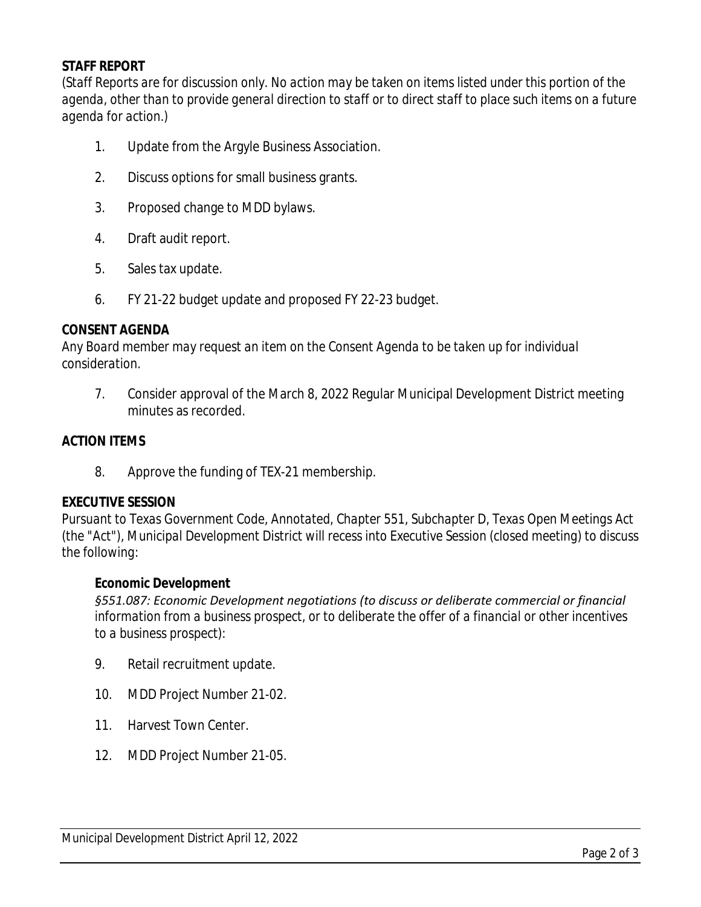**STAFF REPORT**

*(Staff Reports are for discussion only. No action may be taken on items listed under this portion of the agenda, other than to provide general direction to staff or to direct staff to place such items on a future agenda for action.)*

1. Update from the Argyle Business Association.
2. Discuss options for small business grants.
3. Proposed change to MDD bylaws.
4. Draft audit report.
5. Sales tax update.
6. FY 21-22 budget update and proposed FY 22-23 budget.

**CONSENT AGENDA**

*Any Board member may request an item on the Consent Agenda to be taken up for individual consideration.*

7. Consider approval of the March 8, 2022 Regular Municipal Development District meeting minutes as recorded.

**ACTION ITEMS**

8. Approve the funding of TEX-21 membership.

**EXECUTIVE SESSION**

*Pursuant to Texas Government Code, Annotated, Chapter 551, Subchapter D, Texas Open Meetings Act (the "Act"), Municipal Development District will recess into Executive Session (closed meeting) to discuss the following:*

**Economic Development**

*§551.087: Economic Development negotiations (to discuss or deliberate commercial or financial information from a business prospect, or to deliberate the offer of a financial or other incentives to a business prospect):*

9. Retail recruitment update.
10. MDD Project Number 21-02.
11. Harvest Town Center.
12. MDD Project Number 21-05.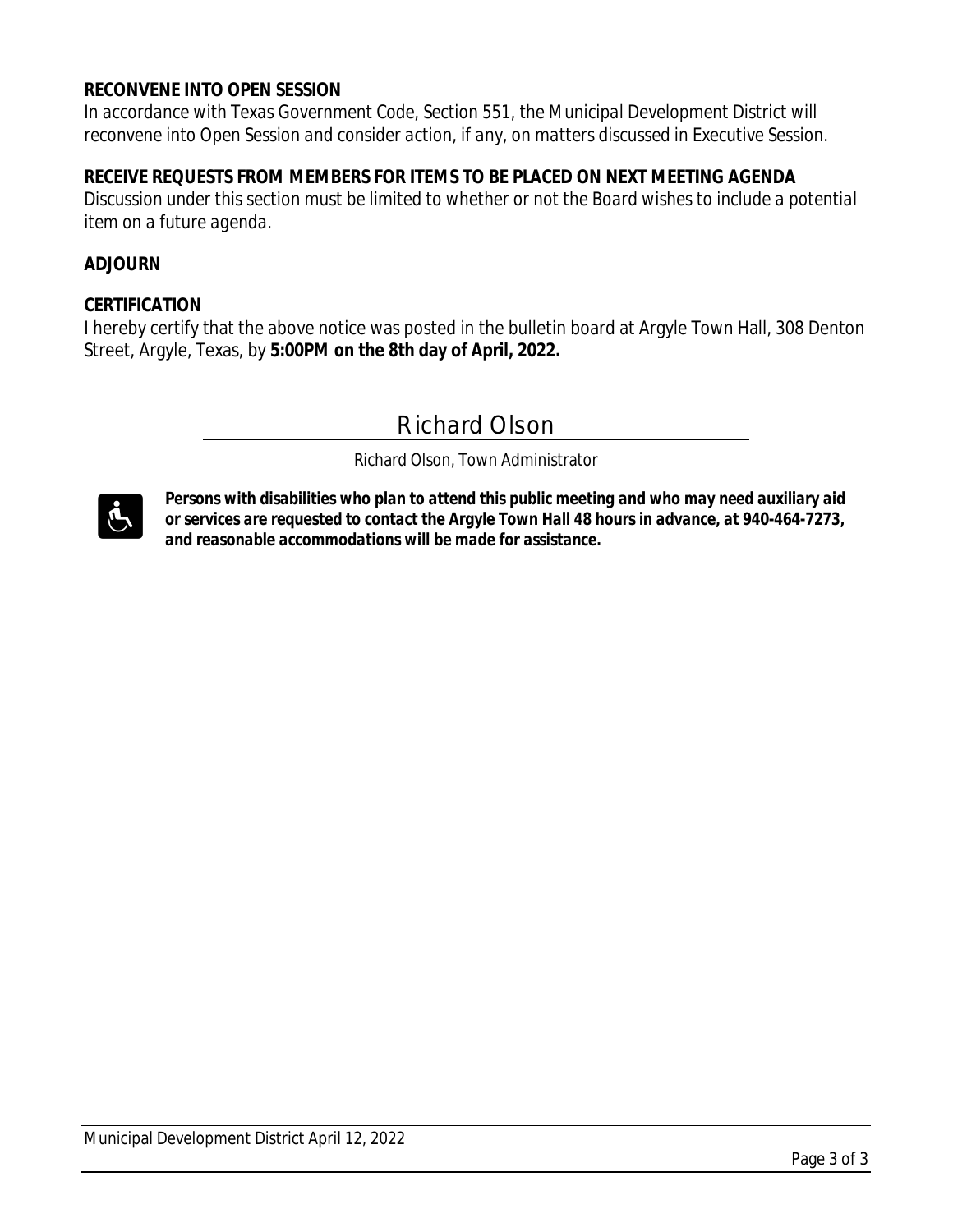**RECONVENE INTO OPEN SESSION**

In accordance with Texas Government Code, Section 551, the Municipal Development District will reconvene into Open Session and consider action, if any, on matters discussed in Executive Session.

**RECEIVE REQUESTS FROM MEMBERS FOR ITEMS TO BE PLACED ON NEXT MEETING AGENDA**

Discussion under this section must be limited to whether or not the Board wishes to include a potential item on a future agenda.

**ADJOURN**

**CERTIFICATION**

I hereby certify that the above notice was posted in the bulletin board at Argyle Town Hall, 308 Denton Street, Argyle, Texas, by **5:00PM on the 8th day of April, 2022.**

Richard Olson

Richard Olson, Town Administrator

***Persons with disabilities who plan to attend this public meeting and who may need auxiliary aid or services are requested to contact the Argyle Town Hall 48 hours in advance, at 940-464-7273, and reasonable accommodations will be made for assistance.***